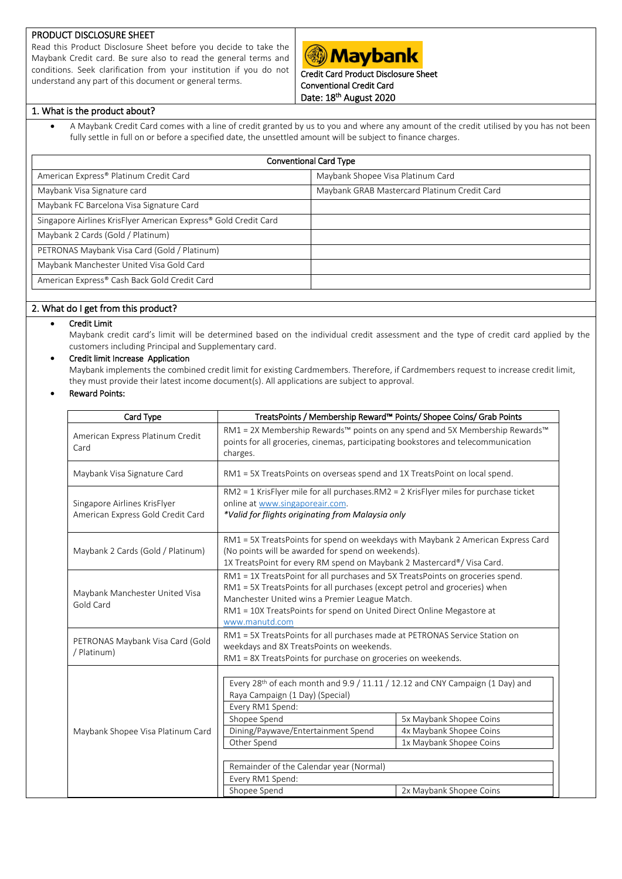## PRODUCT DISCLOSURE SHEET

Read this Product Disclosure Sheet before you decide to take the Maybank Credit card. Be sure also to read the general terms and conditions. Seek clarification from your institution if you do not understand any part of this document or general terms.

**Maybank**

Credit Card Product Disclosure Sheet
Conventional Credit Card
Date: 18th August 2020

## 1. What is the product about?

- A Maybank Credit Card comes with a line of credit granted by us to you and where any amount of the credit utilised by you has not been fully settle in full on or before a specified date, the unsettled amount will be subject to finance charges.

| Conventional Card Type | |
|---|---|
| American Express® Platinum Credit Card | Maybank Shopee Visa Platinum Card |
| Maybank Visa Signature card | Maybank GRAB Mastercard Platinum Credit Card |
| Maybank FC Barcelona Visa Signature Card | |
| Singapore Airlines KrisFlyer American Express® Gold Credit Card | |
| Maybank 2 Cards (Gold / Platinum) | |
| PETRONAS Maybank Visa Card (Gold / Platinum) | |
| Maybank Manchester United Visa Gold Card | |
| American Express® Cash Back Gold Credit Card | |

## 2. What do I get from this product?

- **Credit Limit**
  Maybank credit card's limit will be determined based on the individual credit assessment and the type of credit card applied by the customers including Principal and Supplementary card.
- **Credit limit Increase Application**
  Maybank implements the combined credit limit for existing Cardmembers. Therefore, if Cardmembers request to increase credit limit, they must provide their latest income document(s). All applications are subject to approval.
- **Reward Points:**

| Card Type | TreatsPoints / Membership Reward™ Points/ Shopee Coins/ Grab Points |
|---|---|
| American Express Platinum Credit Card | RM1 = 2X Membership Rewards™ points on any spend and 5X Membership Rewards™ points for all groceries, cinemas, participating bookstores and telecommunication charges. |
| Maybank Visa Signature Card | RM1 = 5X TreatsPoints on overseas spend and 1X TreatsPoint on local spend. |
| Singapore Airlines KrisFlyer American Express Gold Credit Card | RM2 = 1 KrisFlyer mile for all purchases.RM2 = 2 KrisFlyer miles for purchase ticket online at www.singaporeair.com.<br>*Valid for flights originating from Malaysia only* |
| Maybank 2 Cards (Gold / Platinum) | RM1 = 5X TreatsPoints for spend on weekdays with Maybank 2 American Express Card (No points will be awarded for spend on weekends).<br>1X TreatsPoint for every RM spend on Maybank 2 Mastercard®/ Visa Card. |
| Maybank Manchester United Visa Gold Card | RM1 = 1X TreatsPoint for all purchases and 5X TreatsPoints on groceries spend.<br>RM1 = 5X TreatsPoints for all purchases (except petrol and groceries) when Manchester United wins a Premier League Match.<br>RM1 = 10X TreatsPoints for spend on United Direct Online Megastore at www.manutd.com |
| PETRONAS Maybank Visa Card (Gold / Platinum) | RM1 = 5X TreatsPoints for all purchases made at PETRONAS Service Station on weekdays and 8X TreatsPoints on weekends.<br>RM1 = 8X TreatsPoints for purchase on groceries on weekends. |
| Maybank Shopee Visa Platinum Card | Every 28th of each month and 9.9 / 11.11 / 12.12 and CNY Campaign (1 Day) and Raya Campaign (1 Day) (Special)<br>Every RM1 Spend:<br>Shopee Spend: 5x Maybank Shopee Coins<br>Dining/Paywave/Entertainment Spend: 4x Maybank Shopee Coins<br>Other Spend: 1x Maybank Shopee Coins<br><br>Remainder of the Calendar year (Normal)<br>Every RM1 Spend:<br>Shopee Spend: 2x Maybank Shopee Coins |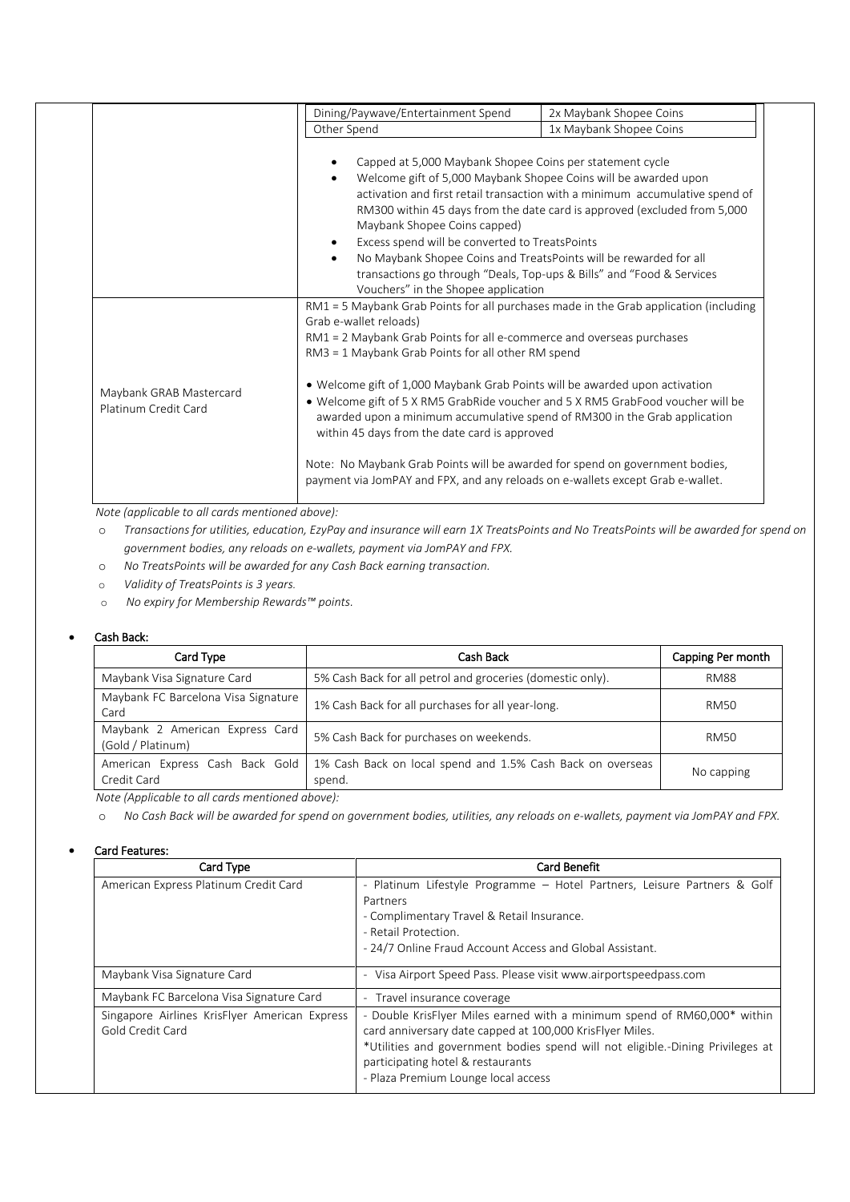| | |
|---|---|
| | Dining/Paywave/Entertainment Spend — 2x Maybank Shopee Coins<br>Other Spend — 1x Maybank Shopee Coins<br><br>• Capped at 5,000 Maybank Shopee Coins per statement cycle<br>• Welcome gift of 5,000 Maybank Shopee Coins will be awarded upon activation and first retail transaction with a minimum accumulative spend of RM300 within 45 days from the date card is approved (excluded from 5,000 Maybank Shopee Coins capped)<br>• Excess spend will be converted to TreatsPoints<br>• No Maybank Shopee Coins and TreatsPoints will be rewarded for all transactions go through "Deals, Top-ups & Bills" and "Food & Services Vouchers" in the Shopee application |
| Maybank GRAB Mastercard Platinum Credit Card | RM1 = 5 Maybank Grab Points for all purchases made in the Grab application (including Grab e-wallet reloads)<br>RM1 = 2 Maybank Grab Points for all e-commerce and overseas purchases<br>RM3 = 1 Maybank Grab Points for all other RM spend<br><br>• Welcome gift of 1,000 Maybank Grab Points will be awarded upon activation<br>• Welcome gift of 5 X RM5 GrabRide voucher and 5 X RM5 GrabFood voucher will be awarded upon a minimum accumulative spend of RM300 in the Grab application within 45 days from the date card is approved<br><br>Note: No Maybank Grab Points will be awarded for spend on government bodies, payment via JomPAY and FPX, and any reloads on e-wallets except Grab e-wallet. |

*Note (applicable to all cards mentioned above):*

- *Transactions for utilities, education, EzyPay and insurance will earn 1X TreatsPoints and No TreatsPoints will be awarded for spend on government bodies, any reloads on e-wallets, payment via JomPAY and FPX.*
- *No TreatsPoints will be awarded for any Cash Back earning transaction.*
- *Validity of TreatsPoints is 3 years.*
- *No expiry for Membership Rewards™ points.*

- **Cash Back:**

| Card Type | Cash Back | Capping Per month |
|---|---|---|
| Maybank Visa Signature Card | 5% Cash Back for all petrol and groceries (domestic only). | RM88 |
| Maybank FC Barcelona Visa Signature Card | 1% Cash Back for all purchases for all year-long. | RM50 |
| Maybank 2 American Express Card (Gold / Platinum) | 5% Cash Back for purchases on weekends. | RM50 |
| American Express Cash Back Gold Credit Card | 1% Cash Back on local spend and 1.5% Cash Back on overseas spend. | No capping |

*Note (Applicable to all cards mentioned above):*

- *No Cash Back will be awarded for spend on government bodies, utilities, any reloads on e-wallets, payment via JomPAY and FPX.*

- **Card Features:**

| Card Type | Card Benefit |
|---|---|
| American Express Platinum Credit Card | - Platinum Lifestyle Programme – Hotel Partners, Leisure Partners & Golf Partners<br>- Complimentary Travel & Retail Insurance.<br>- Retail Protection.<br>- 24/7 Online Fraud Account Access and Global Assistant. |
| Maybank Visa Signature Card | - Visa Airport Speed Pass. Please visit www.airportspeedpass.com |
| Maybank FC Barcelona Visa Signature Card | - Travel insurance coverage |
| Singapore Airlines KrisFlyer American Express Gold Credit Card | - Double KrisFlyer Miles earned with a minimum spend of RM60,000* within card anniversary date capped at 100,000 KrisFlyer Miles.<br>*Utilities and government bodies spend will not eligible.-Dining Privileges at participating hotel & restaurants<br>- Plaza Premium Lounge local access |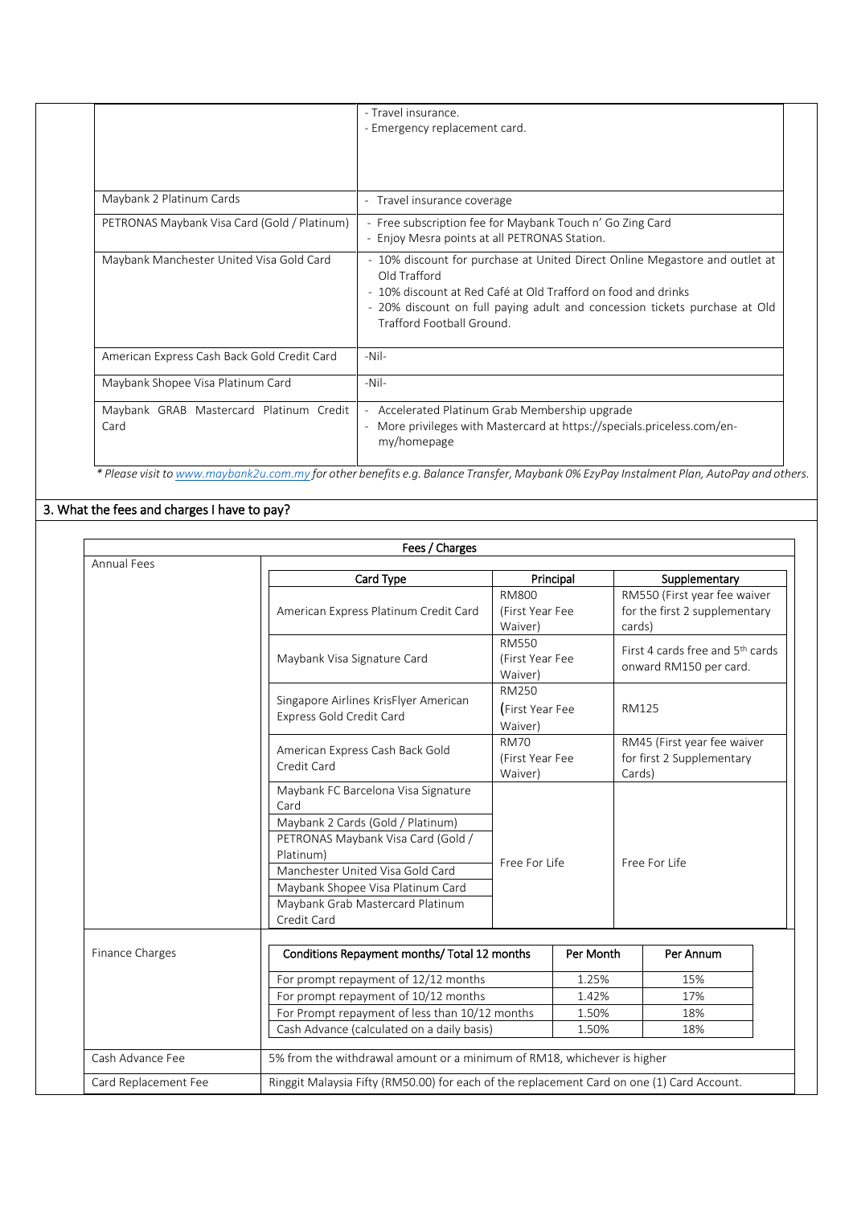| | |
|---|---|
| | - Travel insurance.<br>- Emergency replacement card. |
| Maybank 2 Platinum Cards | - Travel insurance coverage |
| PETRONAS Maybank Visa Card (Gold / Platinum) | - Free subscription fee for Maybank Touch n' Go Zing Card<br>- Enjoy Mesra points at all PETRONAS Station. |
| Maybank Manchester United Visa Gold Card | - 10% discount for purchase at United Direct Online Megastore and outlet at Old Trafford<br>- 10% discount at Red Café at Old Trafford on food and drinks<br>- 20% discount on full paying adult and concession tickets purchase at Old Trafford Football Ground. |
| American Express Cash Back Gold Credit Card | -Nil- |
| Maybank Shopee Visa Platinum Card | -Nil- |
| Maybank GRAB Mastercard Platinum Credit Card | - Accelerated Platinum Grab Membership upgrade<br>- More privileges with Mastercard at https://specials.priceless.com/en-my/homepage |

*\* Please visit to www.maybank2u.com.my for other benefits e.g. Balance Transfer, Maybank 0% EzyPay Instalment Plan, AutoPay and others.*

## 3. What the fees and charges I have to pay?

**Fees / Charges**

**Annual Fees**

| Card Type | Principal | Supplementary |
|---|---|---|
| American Express Platinum Credit Card | RM800 (First Year Fee Waiver) | RM550 (First year fee waiver for the first 2 supplementary cards) |
| Maybank Visa Signature Card | RM550 (First Year Fee Waiver) | First 4 cards free and 5th cards onward RM150 per card. |
| Singapore Airlines KrisFlyer American Express Gold Credit Card | RM250 (First Year Fee Waiver) | RM125 |
| American Express Cash Back Gold Credit Card | RM70 (First Year Fee Waiver) | RM45 (First year fee waiver for first 2 Supplementary Cards) |
| Maybank FC Barcelona Visa Signature Card<br>Maybank 2 Cards (Gold / Platinum)<br>PETRONAS Maybank Visa Card (Gold / Platinum)<br>Manchester United Visa Gold Card<br>Maybank Shopee Visa Platinum Card<br>Maybank Grab Mastercard Platinum Credit Card | Free For Life | Free For Life |

**Finance Charges**

| Conditions Repayment months/ Total 12 months | Per Month | Per Annum |
|---|---|---|
| For prompt repayment of 12/12 months | 1.25% | 15% |
| For prompt repayment of 10/12 months | 1.42% | 17% |
| For Prompt repayment of less than 10/12 months | 1.50% | 18% |
| Cash Advance (calculated on a daily basis) | 1.50% | 18% |

| | |
|---|---|
| Cash Advance Fee | 5% from the withdrawal amount or a minimum of RM18, whichever is higher |
| Card Replacement Fee | Ringgit Malaysia Fifty (RM50.00) for each of the replacement Card on one (1) Card Account. |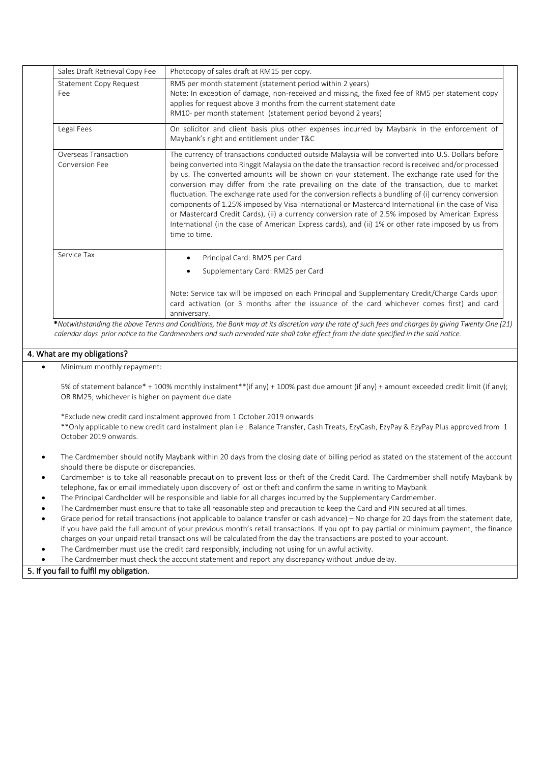| | |
|---|---|
| Sales Draft Retrieval Copy Fee | Photocopy of sales draft at RM15 per copy. |
| Statement Copy Request Fee | RM5 per month statement (statement period within 2 years)<br>Note: In exception of damage, non-received and missing, the fixed fee of RM5 per statement copy applies for request above 3 months from the current statement date<br>RM10- per month statement (statement period beyond 2 years) |
| Legal Fees | On solicitor and client basis plus other expenses incurred by Maybank in the enforcement of Maybank's right and entitlement under T&C |
| Overseas Transaction Conversion Fee | The currency of transactions conducted outside Malaysia will be converted into U.S. Dollars before being converted into Ringgit Malaysia on the date the transaction record is received and/or processed by us. The converted amounts will be shown on your statement. The exchange rate used for the conversion may differ from the rate prevailing on the date of the transaction, due to market fluctuation. The exchange rate used for the conversion reflects a bundling of (i) currency conversion components of 1.25% imposed by Visa International or Mastercard International (in the case of Visa or Mastercard Credit Cards), (ii) a currency conversion rate of 2.5% imposed by American Express International (in the case of American Express cards), and (ii) 1% or other rate imposed by us from time to time. |
| Service Tax | • Principal Card: RM25 per Card<br>• Supplementary Card: RM25 per Card<br><br>Note: Service tax will be imposed on each Principal and Supplementary Credit/Charge Cards upon card activation (or 3 months after the issuance of the card whichever comes first) and card anniversary. |

*\*Notwithstanding the above Terms and Conditions, the Bank may at its discretion vary the rate of such fees and charges by giving Twenty One (21) calendar days prior notice to the Cardmembers and such amended rate shall take effect from the date specified in the said notice.*

## 4. What are my obligations?

- Minimum monthly repayment:

  5% of statement balance* + 100% monthly instalment**(if any) + 100% past due amount (if any) + amount exceeded credit limit (if any); OR RM25; whichever is higher on payment due date

  *Exclude new credit card instalment approved from 1 October 2019 onwards
  **Only applicable to new credit card instalment plan i.e : Balance Transfer, Cash Treats, EzyCash, EzyPay & EzyPay Plus approved from 1 October 2019 onwards.

- The Cardmember should notify Maybank within 20 days from the closing date of billing period as stated on the statement of the account should there be dispute or discrepancies.
- Cardmember is to take all reasonable precaution to prevent loss or theft of the Credit Card. The Cardmember shall notify Maybank by telephone, fax or email immediately upon discovery of lost or theft and confirm the same in writing to Maybank
- The Principal Cardholder will be responsible and liable for all charges incurred by the Supplementary Cardmember.
- The Cardmember must ensure that to take all reasonable step and precaution to keep the Card and PIN secured at all times.
- Grace period for retail transactions (not applicable to balance transfer or cash advance) – No charge for 20 days from the statement date, if you have paid the full amount of your previous month's retail transactions. If you opt to pay partial or minimum payment, the finance charges on your unpaid retail transactions will be calculated from the day the transactions are posted to your account.
- The Cardmember must use the credit card responsibly, including not using for unlawful activity.
- The Cardmember must check the account statement and report any discrepancy without undue delay.

## 5. If you fail to fulfil my obligation.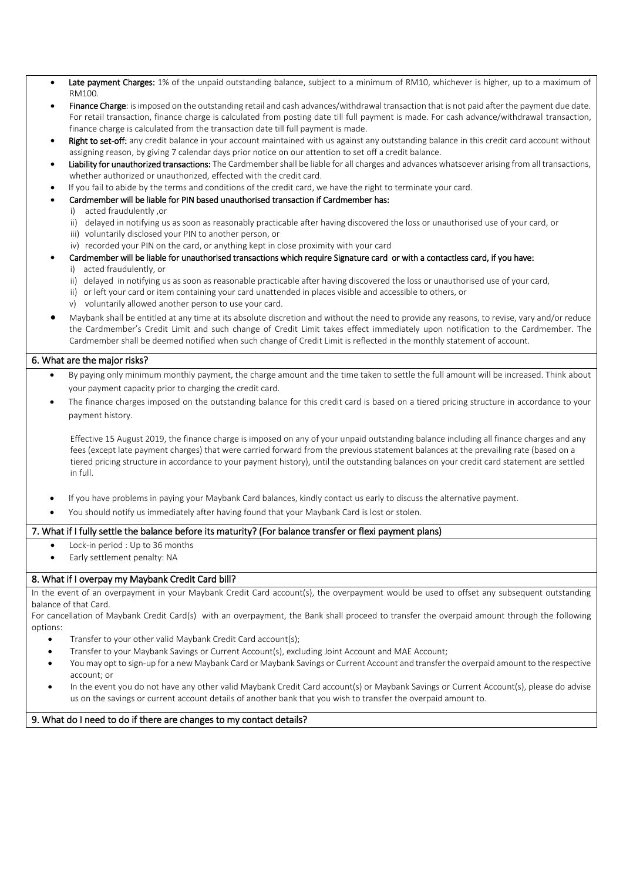- **Late payment Charges:** 1% of the unpaid outstanding balance, subject to a minimum of RM10, whichever is higher, up to a maximum of RM100.
- **Finance Charge**: is imposed on the outstanding retail and cash advances/withdrawal transaction that is not paid after the payment due date. For retail transaction, finance charge is calculated from posting date till full payment is made. For cash advance/withdrawal transaction, finance charge is calculated from the transaction date till full payment is made.
- **Right to set-off:** any credit balance in your account maintained with us against any outstanding balance in this credit card account without assigning reason, by giving 7 calendar days prior notice on our attention to set off a credit balance.
- **Liability for unauthorized transactions:** The Cardmember shall be liable for all charges and advances whatsoever arising from all transactions, whether authorized or unauthorized, effected with the credit card.
- If you fail to abide by the terms and conditions of the credit card, we have the right to terminate your card.
- **Cardmember will be liable for PIN based unauthorised transaction if Cardmember has:**
  - i) acted fraudulently ,or
  - ii) delayed in notifying us as soon as reasonably practicable after having discovered the loss or unauthorised use of your card, or
  - iii) voluntarily disclosed your PIN to another person, or
  - iv) recorded your PIN on the card, or anything kept in close proximity with your card
- **Cardmember will be liable for unauthorised transactions which require Signature card or with a contactless card, if you have:**
  - i) acted fraudulently, or
  - ii) delayed in notifying us as soon as reasonable practicable after having discovered the loss or unauthorised use of your card,
  - ii) or left your card or item containing your card unattended in places visible and accessible to others, or
  - v) voluntarily allowed another person to use your card.
- Maybank shall be entitled at any time at its absolute discretion and without the need to provide any reasons, to revise, vary and/or reduce the Cardmember's Credit Limit and such change of Credit Limit takes effect immediately upon notification to the Cardmember. The Cardmember shall be deemed notified when such change of Credit Limit is reflected in the monthly statement of account.

## 6. What are the major risks?

- By paying only minimum monthly payment, the charge amount and the time taken to settle the full amount will be increased. Think about your payment capacity prior to charging the credit card.
- The finance charges imposed on the outstanding balance for this credit card is based on a tiered pricing structure in accordance to your payment history.

  Effective 15 August 2019, the finance charge is imposed on any of your unpaid outstanding balance including all finance charges and any fees (except late payment charges) that were carried forward from the previous statement balances at the prevailing rate (based on a tiered pricing structure in accordance to your payment history), until the outstanding balances on your credit card statement are settled in full.

- If you have problems in paying your Maybank Card balances, kindly contact us early to discuss the alternative payment.
- You should notify us immediately after having found that your Maybank Card is lost or stolen.

## 7. What if I fully settle the balance before its maturity? (For balance transfer or flexi payment plans)

- Lock-in period : Up to 36 months
- Early settlement penalty: NA

## 8. What if I overpay my Maybank Credit Card bill?

In the event of an overpayment in your Maybank Credit Card account(s), the overpayment would be used to offset any subsequent outstanding balance of that Card.

For cancellation of Maybank Credit Card(s) with an overpayment, the Bank shall proceed to transfer the overpaid amount through the following options:

- Transfer to your other valid Maybank Credit Card account(s);
- Transfer to your Maybank Savings or Current Account(s), excluding Joint Account and MAE Account;
- You may opt to sign-up for a new Maybank Card or Maybank Savings or Current Account and transfer the overpaid amount to the respective account; or
- In the event you do not have any other valid Maybank Credit Card account(s) or Maybank Savings or Current Account(s), please do advise us on the savings or current account details of another bank that you wish to transfer the overpaid amount to.

## 9. What do I need to do if there are changes to my contact details?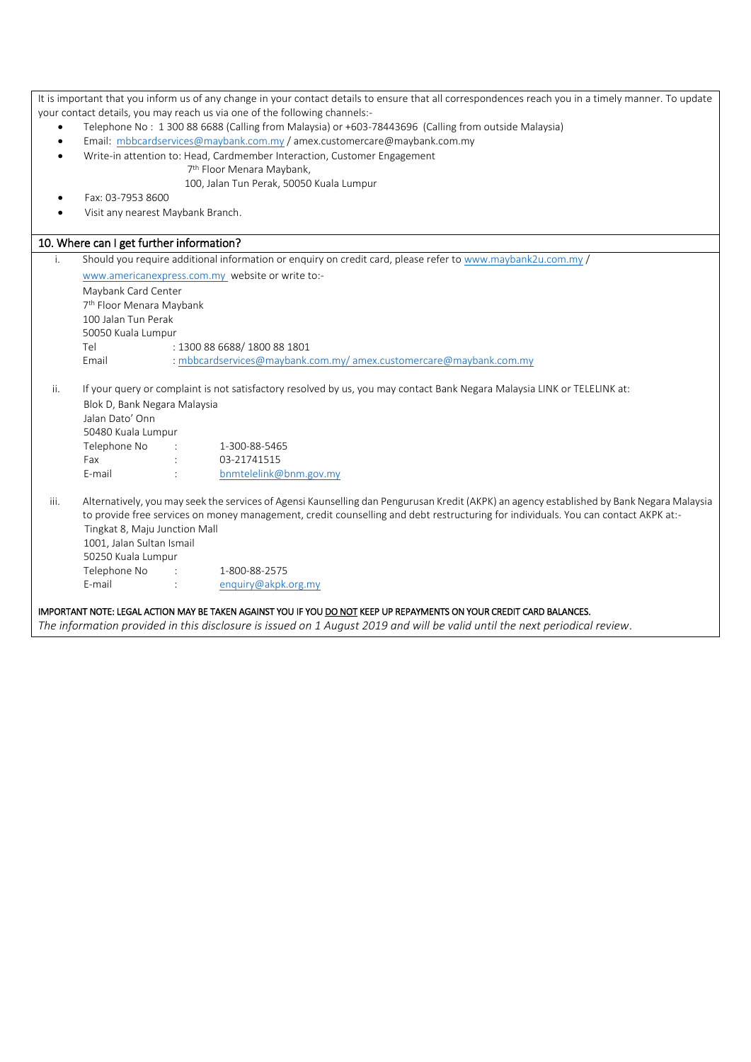It is important that you inform us of any change in your contact details to ensure that all correspondences reach you in a timely manner. To update your contact details, you may reach us via one of the following channels:-

- Telephone No : 1 300 88 6688 (Calling from Malaysia) or +603-78443696 (Calling from outside Malaysia)
- Email: mbbcardservices@maybank.com.my / amex.customercare@maybank.com.my
- Write-in attention to: Head, Cardmember Interaction, Customer Engagement
  7th Floor Menara Maybank,
  100, Jalan Tun Perak, 50050 Kuala Lumpur
- Fax: 03-7953 8600
- Visit any nearest Maybank Branch.

## 10. Where can I get further information?

i. Should you require additional information or enquiry on credit card, please refer to www.maybank2u.com.my / www.americanexpress.com.my website or write to:-

Maybank Card Center
7th Floor Menara Maybank
100 Jalan Tun Perak
50050 Kuala Lumpur
Tel : 1300 88 6688/ 1800 88 1801
Email : mbbcardservices@maybank.com.my/ amex.customercare@maybank.com.my

ii. If your query or complaint is not satisfactory resolved by us, you may contact Bank Negara Malaysia LINK or TELELINK at:

Blok D, Bank Negara Malaysia
Jalan Dato' Onn
50480 Kuala Lumpur
Telephone No : 1-300-88-5465
Fax : 03-21741515
E-mail : bnmtelelink@bnm.gov.my

iii. Alternatively, you may seek the services of Agensi Kaunselling dan Pengurusan Kredit (AKPK) an agency established by Bank Negara Malaysia to provide free services on money management, credit counselling and debt restructuring for individuals. You can contact AKPK at:-

Tingkat 8, Maju Junction Mall
1001, Jalan Sultan Ismail
50250 Kuala Lumpur
Telephone No : 1-800-88-2575
E-mail : enquiry@akpk.org.my

IMPORTANT NOTE: LEGAL ACTION MAY BE TAKEN AGAINST YOU IF YOU DO NOT KEEP UP REPAYMENTS ON YOUR CREDIT CARD BALANCES.

*The information provided in this disclosure is issued on 1 August 2019 and will be valid until the next periodical review.*